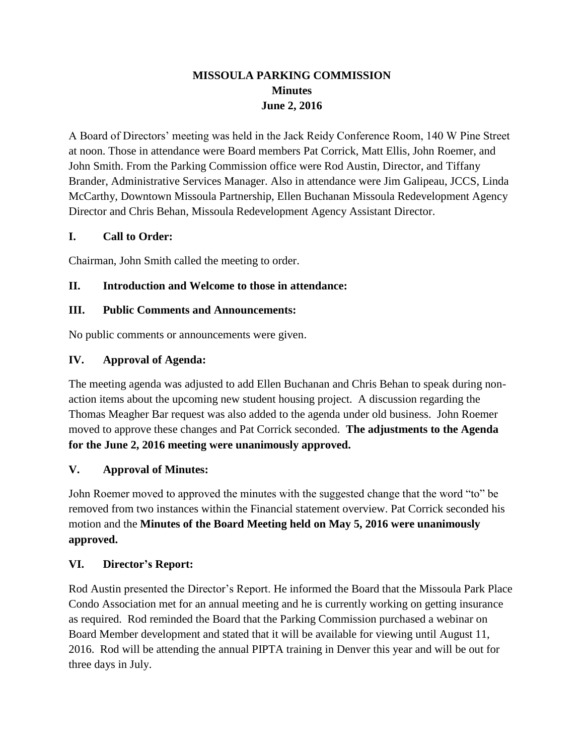# MISSOULA PARKING COMMISSION
## Minutes
## June 2, 2016

A Board of Directors' meeting was held in the Jack Reidy Conference Room, 140 W Pine Street at noon. Those in attendance were Board members Pat Corrick, Matt Ellis, John Roemer, and John Smith. From the Parking Commission office were Rod Austin, Director, and Tiffany Brander, Administrative Services Manager. Also in attendance were Jim Galipeau, JCCS, Linda McCarthy, Downtown Missoula Partnership, Ellen Buchanan Missoula Redevelopment Agency Director and Chris Behan, Missoula Redevelopment Agency Assistant Director.

### I. Call to Order:

Chairman, John Smith called the meeting to order.

### II. Introduction and Welcome to those in attendance:

### III. Public Comments and Announcements:

No public comments or announcements were given.

### IV. Approval of Agenda:

The meeting agenda was adjusted to add Ellen Buchanan and Chris Behan to speak during non-action items about the upcoming new student housing project. A discussion regarding the Thomas Meagher Bar request was also added to the agenda under old business. John Roemer moved to approve these changes and Pat Corrick seconded. **The adjustments to the Agenda for the June 2, 2016 meeting were unanimously approved.**

### V. Approval of Minutes:

John Roemer moved to approved the minutes with the suggested change that the word "to" be removed from two instances within the Financial statement overview. Pat Corrick seconded his motion and the **Minutes of the Board Meeting held on May 5, 2016 were unanimously approved.**

### VI. Director's Report:

Rod Austin presented the Director's Report. He informed the Board that the Missoula Park Place Condo Association met for an annual meeting and he is currently working on getting insurance as required. Rod reminded the Board that the Parking Commission purchased a webinar on Board Member development and stated that it will be available for viewing until August 11, 2016. Rod will be attending the annual PIPTA training in Denver this year and will be out for three days in July.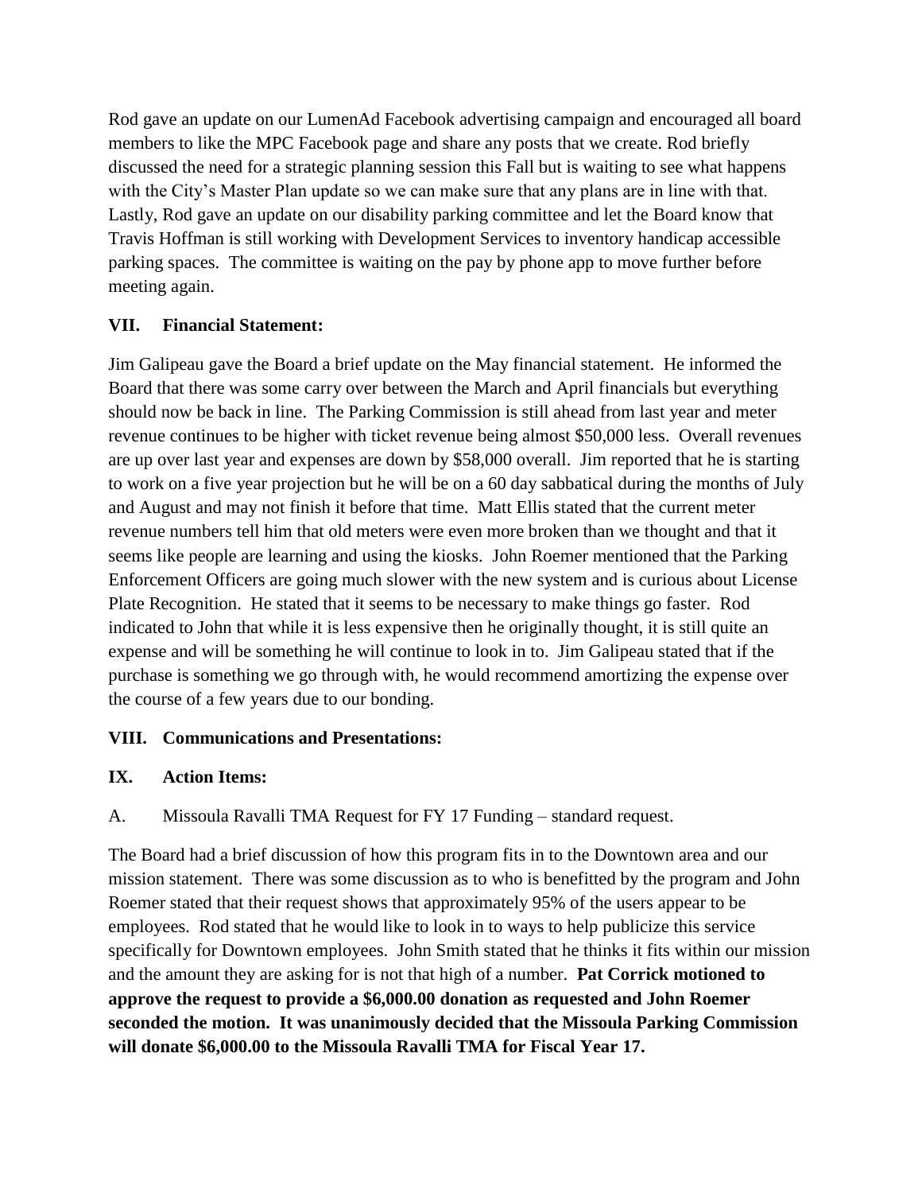Rod gave an update on our LumenAd Facebook advertising campaign and encouraged all board members to like the MPC Facebook page and share any posts that we create. Rod briefly discussed the need for a strategic planning session this Fall but is waiting to see what happens with the City's Master Plan update so we can make sure that any plans are in line with that. Lastly, Rod gave an update on our disability parking committee and let the Board know that Travis Hoffman is still working with Development Services to inventory handicap accessible parking spaces. The committee is waiting on the pay by phone app to move further before meeting again.

## VII. Financial Statement:

Jim Galipeau gave the Board a brief update on the May financial statement. He informed the Board that there was some carry over between the March and April financials but everything should now be back in line. The Parking Commission is still ahead from last year and meter revenue continues to be higher with ticket revenue being almost $50,000 less. Overall revenues are up over last year and expenses are down by $58,000 overall. Jim reported that he is starting to work on a five year projection but he will be on a 60 day sabbatical during the months of July and August and may not finish it before that time. Matt Ellis stated that the current meter revenue numbers tell him that old meters were even more broken than we thought and that it seems like people are learning and using the kiosks. John Roemer mentioned that the Parking Enforcement Officers are going much slower with the new system and is curious about License Plate Recognition. He stated that it seems to be necessary to make things go faster. Rod indicated to John that while it is less expensive then he originally thought, it is still quite an expense and will be something he will continue to look in to. Jim Galipeau stated that if the purchase is something we go through with, he would recommend amortizing the expense over the course of a few years due to our bonding.

## VIII. Communications and Presentations:

## IX. Action Items:

A. Missoula Ravalli TMA Request for FY 17 Funding – standard request.

The Board had a brief discussion of how this program fits in to the Downtown area and our mission statement. There was some discussion as to who is benefitted by the program and John Roemer stated that their request shows that approximately 95% of the users appear to be employees. Rod stated that he would like to look in to ways to help publicize this service specifically for Downtown employees. John Smith stated that he thinks it fits within our mission and the amount they are asking for is not that high of a number. **Pat Corrick motioned to approve the request to provide a $6,000.00 donation as requested and John Roemer seconded the motion. It was unanimously decided that the Missoula Parking Commission will donate $6,000.00 to the Missoula Ravalli TMA for Fiscal Year 17.**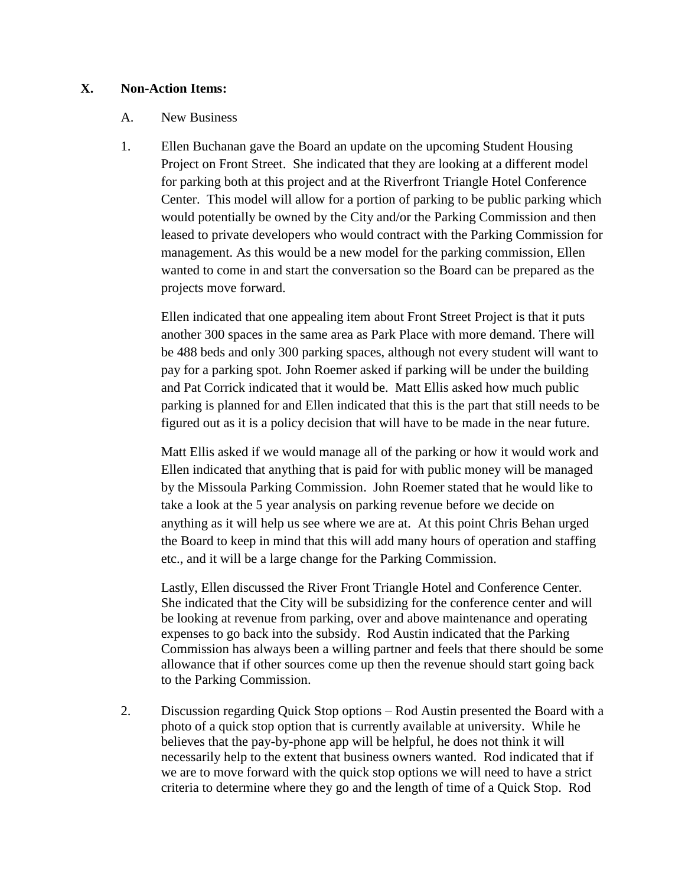## X. Non-Action Items:

A. New Business

1. Ellen Buchanan gave the Board an update on the upcoming Student Housing Project on Front Street. She indicated that they are looking at a different model for parking both at this project and at the Riverfront Triangle Hotel Conference Center. This model will allow for a portion of parking to be public parking which would potentially be owned by the City and/or the Parking Commission and then leased to private developers who would contract with the Parking Commission for management. As this would be a new model for the parking commission, Ellen wanted to come in and start the conversation so the Board can be prepared as the projects move forward.

   Ellen indicated that one appealing item about Front Street Project is that it puts another 300 spaces in the same area as Park Place with more demand. There will be 488 beds and only 300 parking spaces, although not every student will want to pay for a parking spot. John Roemer asked if parking will be under the building and Pat Corrick indicated that it would be. Matt Ellis asked how much public parking is planned for and Ellen indicated that this is the part that still needs to be figured out as it is a policy decision that will have to be made in the near future.

   Matt Ellis asked if we would manage all of the parking or how it would work and Ellen indicated that anything that is paid for with public money will be managed by the Missoula Parking Commission. John Roemer stated that he would like to take a look at the 5 year analysis on parking revenue before we decide on anything as it will help us see where we are at. At this point Chris Behan urged the Board to keep in mind that this will add many hours of operation and staffing etc., and it will be a large change for the Parking Commission.

   Lastly, Ellen discussed the River Front Triangle Hotel and Conference Center. She indicated that the City will be subsidizing for the conference center and will be looking at revenue from parking, over and above maintenance and operating expenses to go back into the subsidy. Rod Austin indicated that the Parking Commission has always been a willing partner and feels that there should be some allowance that if other sources come up then the revenue should start going back to the Parking Commission.

2. Discussion regarding Quick Stop options – Rod Austin presented the Board with a photo of a quick stop option that is currently available at university. While he believes that the pay-by-phone app will be helpful, he does not think it will necessarily help to the extent that business owners wanted. Rod indicated that if we are to move forward with the quick stop options we will need to have a strict criteria to determine where they go and the length of time of a Quick Stop. Rod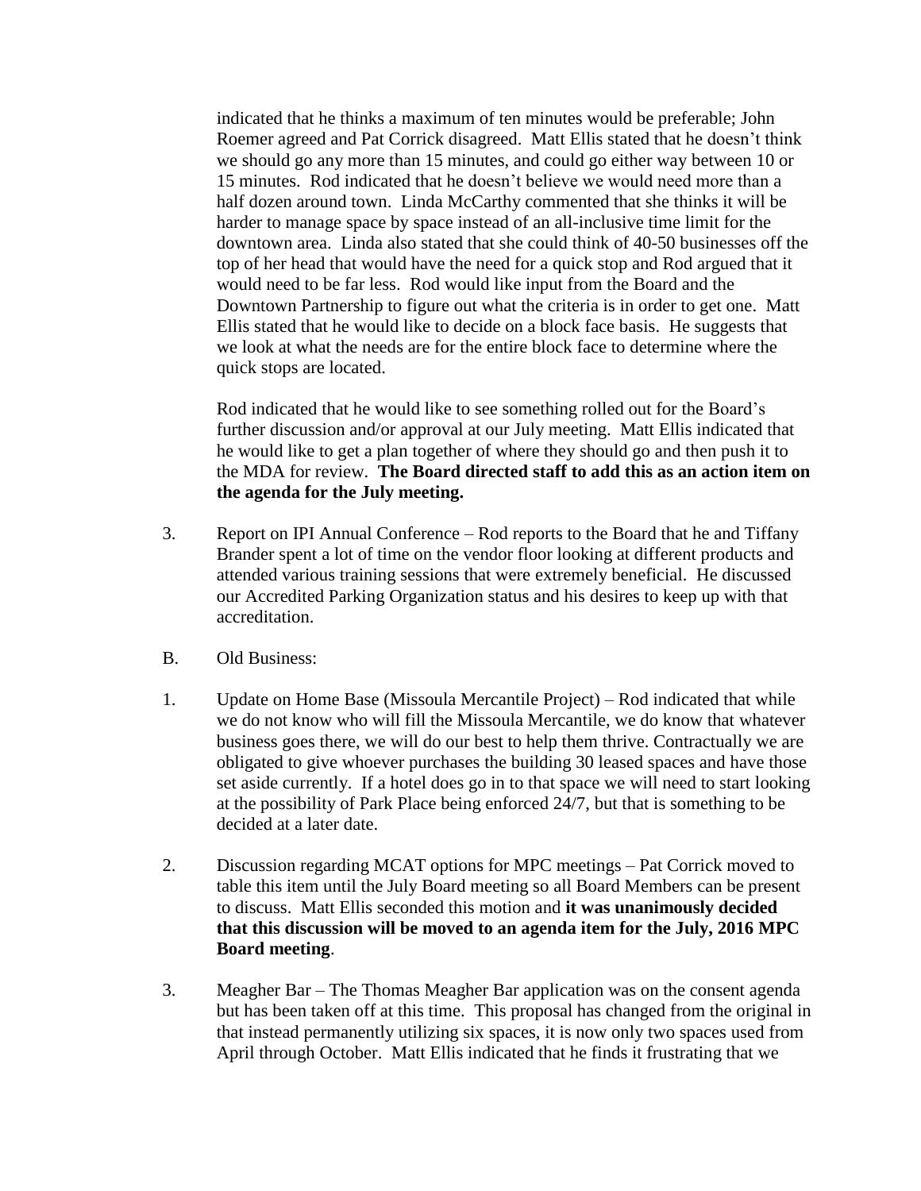indicated that he thinks a maximum of ten minutes would be preferable; John Roemer agreed and Pat Corrick disagreed. Matt Ellis stated that he doesn't think we should go any more than 15 minutes, and could go either way between 10 or 15 minutes. Rod indicated that he doesn't believe we would need more than a half dozen around town. Linda McCarthy commented that she thinks it will be harder to manage space by space instead of an all-inclusive time limit for the downtown area. Linda also stated that she could think of 40-50 businesses off the top of her head that would have the need for a quick stop and Rod argued that it would need to be far less. Rod would like input from the Board and the Downtown Partnership to figure out what the criteria is in order to get one. Matt Ellis stated that he would like to decide on a block face basis. He suggests that we look at what the needs are for the entire block face to determine where the quick stops are located.

Rod indicated that he would like to see something rolled out for the Board's further discussion and/or approval at our July meeting. Matt Ellis indicated that he would like to get a plan together of where they should go and then push it to the MDA for review. **The Board directed staff to add this as an action item on the agenda for the July meeting.**

3. Report on IPI Annual Conference – Rod reports to the Board that he and Tiffany Brander spent a lot of time on the vendor floor looking at different products and attended various training sessions that were extremely beneficial. He discussed our Accredited Parking Organization status and his desires to keep up with that accreditation.

B. Old Business:

1. Update on Home Base (Missoula Mercantile Project) – Rod indicated that while we do not know who will fill the Missoula Mercantile, we do know that whatever business goes there, we will do our best to help them thrive. Contractually we are obligated to give whoever purchases the building 30 leased spaces and have those set aside currently. If a hotel does go in to that space we will need to start looking at the possibility of Park Place being enforced 24/7, but that is something to be decided at a later date.

2. Discussion regarding MCAT options for MPC meetings – Pat Corrick moved to table this item until the July Board meeting so all Board Members can be present to discuss. Matt Ellis seconded this motion and **it was unanimously decided that this discussion will be moved to an agenda item for the July, 2016 MPC Board meeting**.

3. Meagher Bar – The Thomas Meagher Bar application was on the consent agenda but has been taken off at this time. This proposal has changed from the original in that instead permanently utilizing six spaces, it is now only two spaces used from April through October. Matt Ellis indicated that he finds it frustrating that we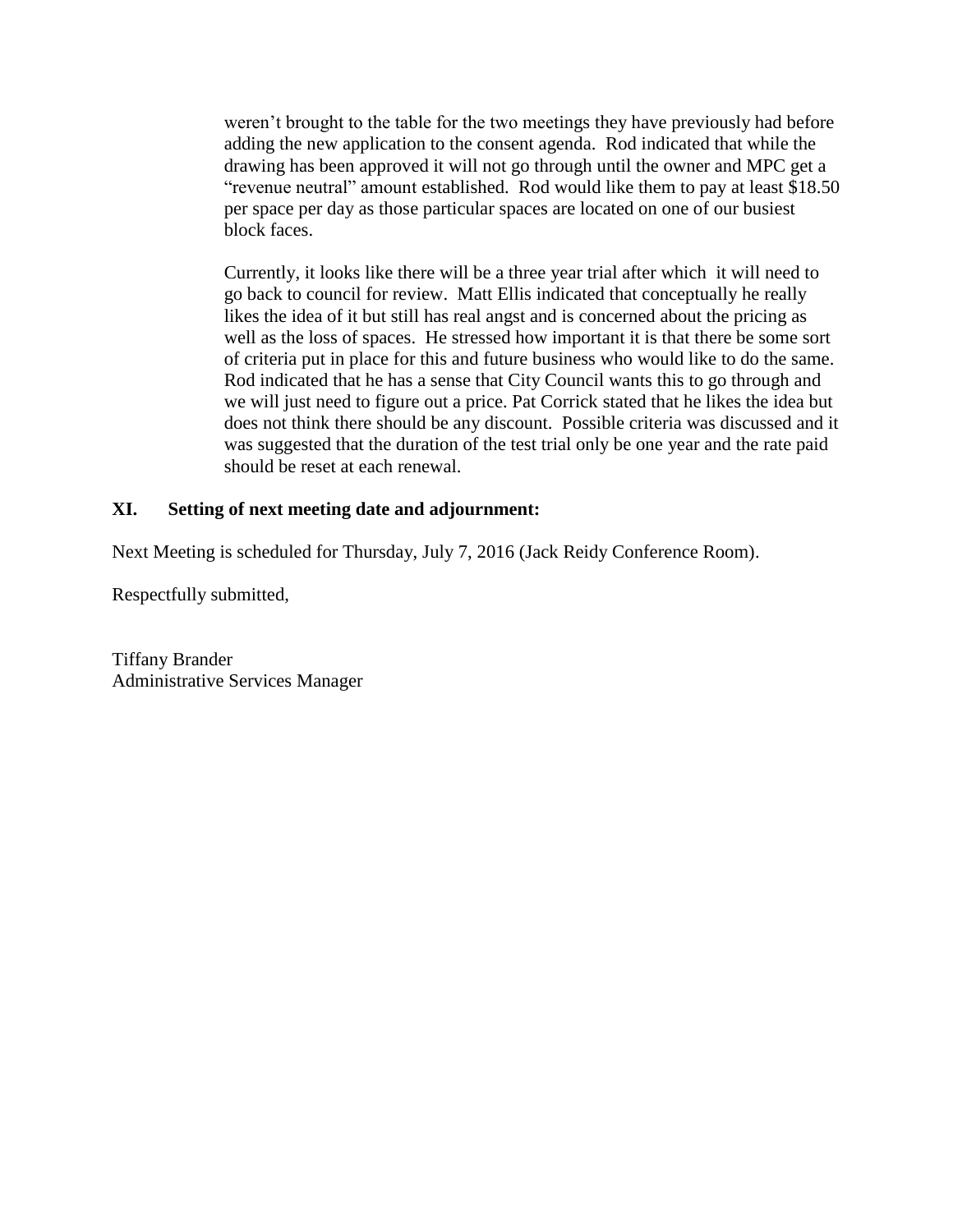weren't brought to the table for the two meetings they have previously had before adding the new application to the consent agenda. Rod indicated that while the drawing has been approved it will not go through until the owner and MPC get a "revenue neutral" amount established. Rod would like them to pay at least $18.50 per space per day as those particular spaces are located on one of our busiest block faces.

Currently, it looks like there will be a three year trial after which it will need to go back to council for review. Matt Ellis indicated that conceptually he really likes the idea of it but still has real angst and is concerned about the pricing as well as the loss of spaces. He stressed how important it is that there be some sort of criteria put in place for this and future business who would like to do the same. Rod indicated that he has a sense that City Council wants this to go through and we will just need to figure out a price. Pat Corrick stated that he likes the idea but does not think there should be any discount. Possible criteria was discussed and it was suggested that the duration of the test trial only be one year and the rate paid should be reset at each renewal.

**XI. Setting of next meeting date and adjournment:**

Next Meeting is scheduled for Thursday, July 7, 2016 (Jack Reidy Conference Room).

Respectfully submitted,

Tiffany Brander
Administrative Services Manager